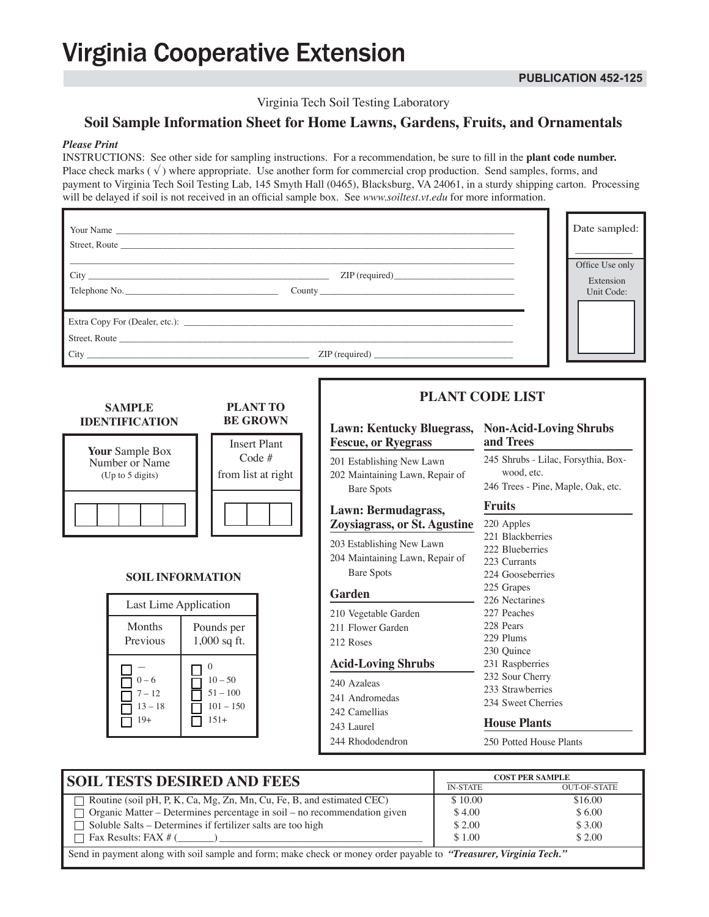# Virginia Cooperative Extension

**PUBLICATION 452-125**

Virginia Tech Soil Testing Laboratory

## Soil Sample Information Sheet for Home Lawns, Gardens, Fruits, and Ornamentals

***Please Print***

INSTRUCTIONS: See other side for sampling instructions. For a recommendation, be sure to fill in the **plant code number.** Place check marks ( √ ) where appropriate. Use another form for commercial crop production. Send samples, forms, and payment to Virginia Tech Soil Testing Lab, 145 Smyth Hall (0465), Blacksburg, VA 24061, in a sturdy shipping carton. Processing will be delayed if soil is not received in an official sample box. See *www.soiltest.vt.edu* for more information.

Your Name ______________________________

Street, Route ______________________________

______________________________

City ____________________ ZIP (required) ____________________

Telephone No. ____________________ County ____________________

Extra Copy For (Dealer, etc.): ______________________________

Street, Route ______________________________

City ____________________ ZIP (required) ____________________

Date sampled: __________

Office Use only

Extension Unit Code:

### SAMPLE IDENTIFICATION

**Your** Sample Box Number or Name (Up to 5 digits)

☐☐☐☐☐

### PLANT TO BE GROWN

Insert Plant Code # from list at right

☐☐☐

### SOIL INFORMATION

| Last Lime Application | |
|---|---|
| Months Previous | Pounds per 1,000 sq ft. |
| ☐ — | ☐ 0 |
| ☐ 0 – 6 | ☐ 10 – 50 |
| ☐ 7 – 12 | ☐ 51 – 100 |
| ☐ 13 – 18 | ☐ 101 – 150 |
| ☐ 19+ | ☐ 151+ |

### PLANT CODE LIST

**Lawn: Kentucky Bluegrass, Fescue, or Ryegrass**

- 201 Establishing New Lawn
- 202 Maintaining Lawn, Repair of Bare Spots

**Lawn: Bermudagrass, Zoysiagrass, or St. Agustine**

- 203 Establishing New Lawn
- 204 Maintaining Lawn, Repair of Bare Spots

**Garden**

- 210 Vegetable Garden
- 211 Flower Garden
- 212 Roses

**Acid-Loving Shrubs**

- 240 Azaleas
- 241 Andromedas
- 242 Camellias
- 243 Laurel
- 244 Rhododendron

**Non-Acid-Loving Shrubs and Trees**

- 245 Shrubs - Lilac, Forsythia, Boxwood, etc.
- 246 Trees - Pine, Maple, Oak, etc.

**Fruits**

- 220 Apples
- 221 Blackberries
- 222 Blueberries
- 223 Currants
- 224 Gooseberries
- 225 Grapes
- 226 Nectarines
- 227 Peaches
- 228 Pears
- 229 Plums
- 230 Quince
- 231 Raspberries
- 232 Sour Cherry
- 233 Strawberries
- 234 Sweet Cherries

**House Plants**

- 250 Potted House Plants

### SOIL TESTS DESIRED AND FEES

| | COST PER SAMPLE IN-STATE | COST PER SAMPLE OUT-OF-STATE |
|---|---|---|
| ☐ Routine (soil pH, P, K, Ca, Mg, Zn, Mn, Cu, Fe, B, and estimated CEC) | $ 10.00 | $16.00 |
| ☐ Organic Matter – Determines percentage in soil – no recommendation given | $ 4.00 | $ 6.00 |
| ☐ Soluble Salts – Determines if fertilizer salts are too high | $ 2.00 | $ 3.00 |
| ☐ Fax Results: FAX # (_______) ____________________ | $ 1.00 | $ 2.00 |

Send in payment along with soil sample and form; make check or money order payable to ***"Treasurer, Virginia Tech."***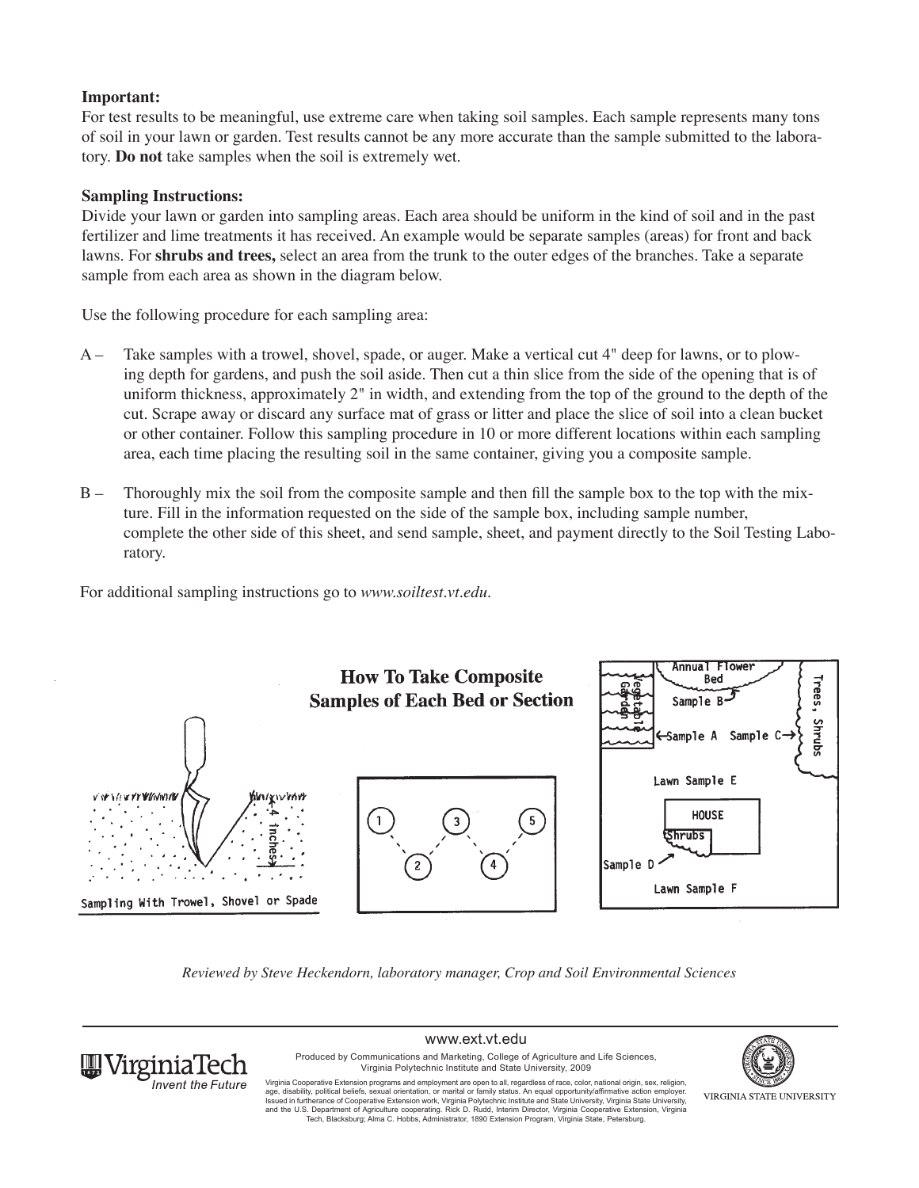**Important:**
For test results to be meaningful, use extreme care when taking soil samples. Each sample represents many tons of soil in your lawn or garden. Test results cannot be any more accurate than the sample submitted to the laboratory. **Do not** take samples when the soil is extremely wet.

**Sampling Instructions:**
Divide your lawn or garden into sampling areas. Each area should be uniform in the kind of soil and in the past fertilizer and lime treatments it has received. An example would be separate samples (areas) for front and back lawns. For **shrubs and trees,** select an area from the trunk to the outer edges of the branches. Take a separate sample from each area as shown in the diagram below.

Use the following procedure for each sampling area:

A – Take samples with a trowel, shovel, spade, or auger. Make a vertical cut 4" deep for lawns, or to plowing depth for gardens, and push the soil aside. Then cut a thin slice from the side of the opening that is of uniform thickness, approximately 2" in width, and extending from the top of the ground to the depth of the cut. Scrape away or discard any surface mat of grass or litter and place the slice of soil into a clean bucket or other container. Follow this sampling procedure in 10 or more different locations within each sampling area, each time placing the resulting soil in the same container, giving you a composite sample.

B – Thoroughly mix the soil from the composite sample and then fill the sample box to the top with the mixture. Fill in the information requested on the side of the sample box, including sample number, complete the other side of this sheet, and send sample, sheet, and payment directly to the Soil Testing Laboratory.

For additional sampling instructions go to *www.soiltest.vt.edu.*

**How To Take Composite Samples of Each Bed or Section**

4 inches

Sampling With Trowel, Shovel or Spade

1 2 3 4 5

Annual Flower Bed

Vegetable Garden

Sample B

Sample A

Sample C

Trees, Shrubs

Lawn Sample E

HOUSE

Shrubs

Sample D

Lawn Sample F

*Reviewed by Steve Heckendorn, laboratory manager, Crop and Soil Environmental Sciences*

www.ext.vt.edu

Produced by Communications and Marketing, College of Agriculture and Life Sciences, Virginia Polytechnic Institute and State University, 2009

Virginia Cooperative Extension programs and employment are open to all, regardless of race, color, national origin, sex, religion, age, disability, political beliefs, sexual orientation, or marital or family status. An equal opportunity/affirmative action employer. Issued in furtherance of Cooperative Extension work, Virginia Polytechnic Institute and State University, Virginia State University, and the U.S. Department of Agriculture cooperating. Rick D. Rudd, Interim Director, Virginia Cooperative Extension, Virginia Tech, Blacksburg; Alma C. Hobbs, Administrator, 1890 Extension Program, Virginia State, Petersburg.

VirginiaTech *Invent the Future*

VIRGINIA STATE UNIVERSITY